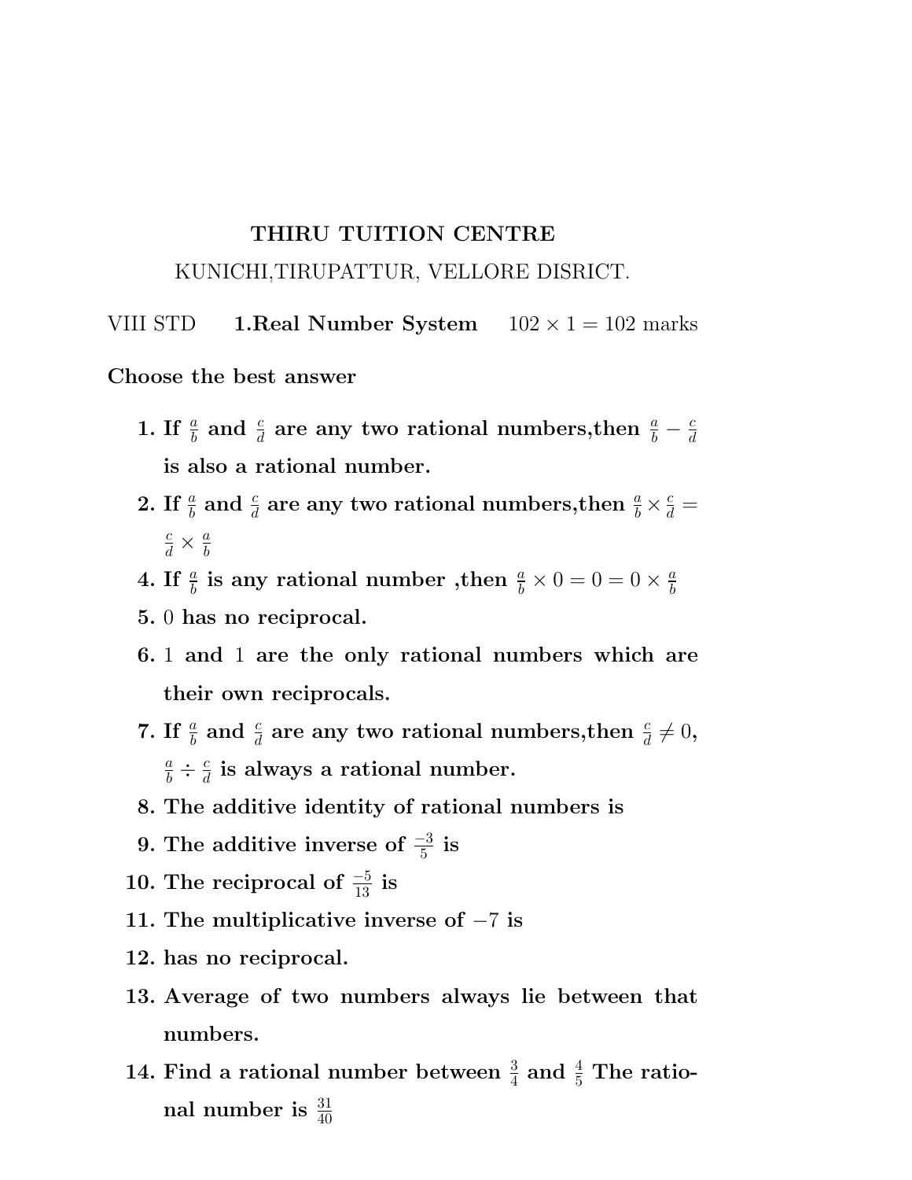**THIRU TUITION CENTRE**

KUNICHI,TIRUPATTUR, VELLORE DISRICT.

VIII STD **1.Real Number System** $102 \times 1 = 102$ marks

**Choose the best answer**

1. **If $\frac{a}{b}$ and $\frac{c}{d}$ are any two rational numbers,then $\frac{a}{b} - \frac{c}{d}$ is also a rational number.**
2. **If $\frac{a}{b}$ and $\frac{c}{d}$ are any two rational numbers,then $\frac{a}{b} \times \frac{c}{d} = \frac{c}{d} \times \frac{a}{b}$**
4. **If $\frac{a}{b}$ is any rational number ,then $\frac{a}{b} \times 0 = 0 = 0 \times \frac{a}{b}$**
5. **$0$ has no reciprocal.**
6. **$1$ and $1$ are the only rational numbers which are their own reciprocals.**
7. **If $\frac{a}{b}$ and $\frac{c}{d}$ are any two rational numbers,then $\frac{c}{d} \neq 0$, $\frac{a}{b} \div \frac{c}{d}$ is always a rational number.**
8. **The additive identity of rational numbers is**
9. **The additive inverse of $\frac{-3}{5}$ is**
10. **The reciprocal of $\frac{-5}{13}$ is**
11. **The multiplicative inverse of $-7$ is**
12. **has no reciprocal.**
13. **Average of two numbers always lie between that numbers.**
14. **Find a rational number between $\frac{3}{4}$ and $\frac{4}{5}$ The rational number is $\frac{31}{40}$**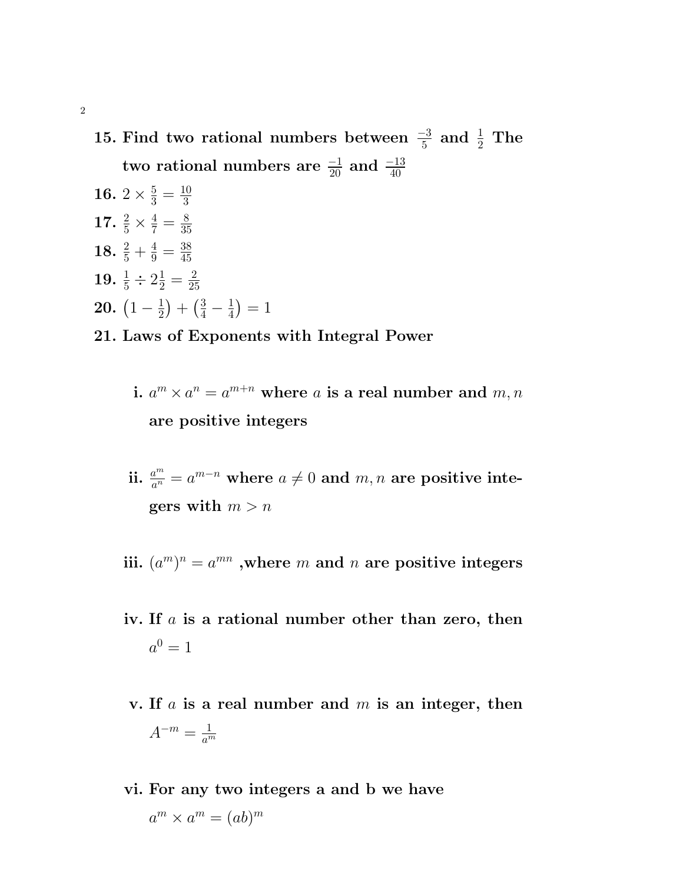**15. Find two rational numbers between $\frac{-3}{5}$ and $\frac{1}{2}$ The two rational numbers are $\frac{-1}{20}$ and $\frac{-13}{40}$**

**16.** $2 \times \frac{5}{3} = \frac{10}{3}$

**17.** $\frac{2}{5} \times \frac{4}{7} = \frac{8}{35}$

**18.** $\frac{2}{5} + \frac{4}{9} = \frac{38}{45}$

**19.** $\frac{1}{5} \div 2\frac{1}{2} = \frac{2}{25}$

**20.** $\left(1 - \frac{1}{2}\right) + \left(\frac{3}{4} - \frac{1}{4}\right) = 1$

**21. Laws of Exponents with Integral Power**

**i.** $a^m \times a^n = a^{m+n}$ **where $a$ is a real number and $m, n$ are positive integers**

**ii.** $\frac{a^m}{a^n} = a^{m-n}$ **where $a \neq 0$ and $m, n$ are positive integers with $m > n$**

**iii.** $(a^m)^n = a^{mn}$ **,where $m$ and $n$ are positive integers**

**iv. If $a$ is a rational number other than zero, then** $a^0 = 1$

**v. If $a$ is a real number and $m$ is an integer, then** $A^{-m} = \frac{1}{a^m}$

**vi. For any two integers a and b we have** $a^m \times a^m = (ab)^m$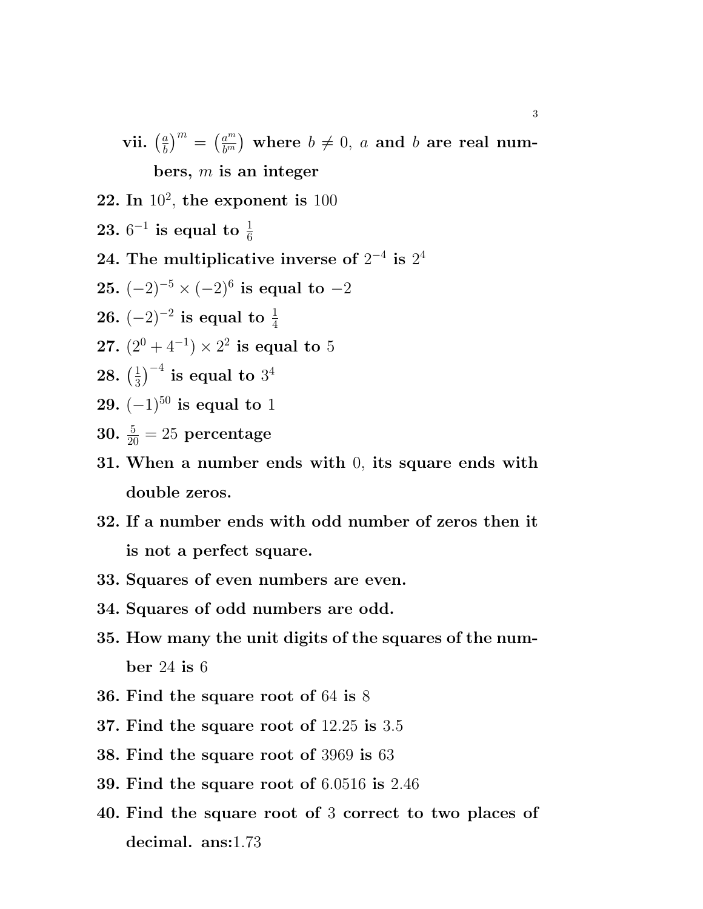**vii.** $\left(\frac{a}{b}\right)^m = \left(\frac{a^m}{b^m}\right)$ **where** $b \neq 0$, $a$ **and** $b$ **are real numbers,** $m$ **is an integer**

**22. In** $10^2$, **the exponent is** $100$

**23.** $6^{-1}$ **is equal to** $\frac{1}{6}$

**24. The multiplicative inverse of** $2^{-4}$ **is** $2^4$

**25.** $(-2)^{-5} \times (-2)^6$ **is equal to** $-2$

**26.** $(-2)^{-2}$ **is equal to** $\frac{1}{4}$

**27.** $(2^0 + 4^{-1}) \times 2^2$ **is equal to** $5$

**28.** $\left(\frac{1}{3}\right)^{-4}$ **is equal to** $3^4$

**29.** $(-1)^{50}$ **is equal to** $1$

**30.** $\frac{5}{20} = 25$ **percentage**

**31. When a number ends with** $0$, **its square ends with double zeros.**

**32. If a number ends with odd number of zeros then it is not a perfect square.**

**33. Squares of even numbers are even.**

**34. Squares of odd numbers are odd.**

**35. How many the unit digits of the squares of the number** $24$ **is** $6$

**36. Find the square root of** $64$ **is** $8$

**37. Find the square root of** $12.25$ **is** $3.5$

**38. Find the square root of** $3969$ **is** $63$

**39. Find the square root of** $6.0516$ **is** $2.46$

**40. Find the square root of** $3$ **correct to two places of decimal. ans:**$1.73$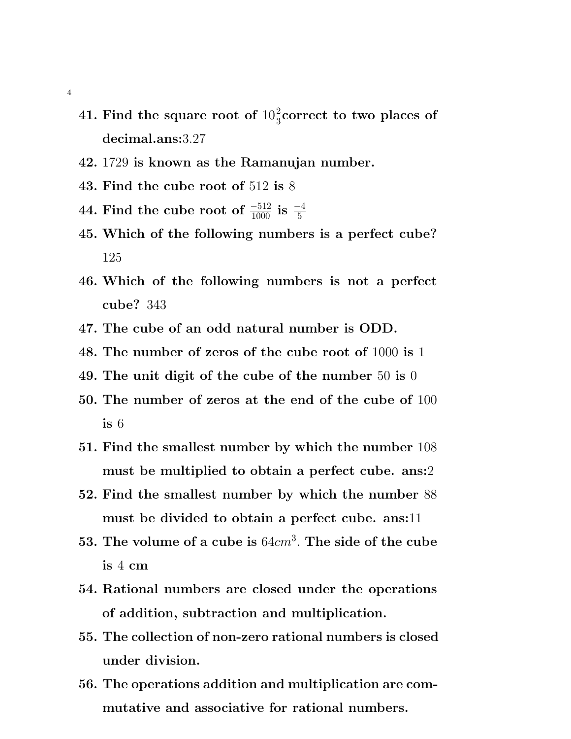41. **Find the square root of** $10\frac{2}{3}$**correct to two places of decimal.ans:**$3.27$
42. $1729$ **is known as the Ramanujan number.**
43. **Find the cube root of** $512$ **is** $8$
44. **Find the cube root of** $\frac{-512}{1000}$ **is** $\frac{-4}{5}$
45. **Which of the following numbers is a perfect cube?** $125$
46. **Which of the following numbers is not a perfect cube?** $343$
47. **The cube of an odd natural number is ODD.**
48. **The number of zeros of the cube root of** $1000$ **is** $1$
49. **The unit digit of the cube of the number** $50$ **is** $0$
50. **The number of zeros at the end of the cube of** $100$ **is** $6$
51. **Find the smallest number by which the number** $108$ **must be multiplied to obtain a perfect cube. ans:**$2$
52. **Find the smallest number by which the number** $88$ **must be divided to obtain a perfect cube. ans:**$11$
53. **The volume of a cube is** $64cm^3$**. The side of the cube is** $4$ **cm**
54. **Rational numbers are closed under the operations of addition, subtraction and multiplication.**
55. **The collection of non-zero rational numbers is closed under division.**
56. **The operations addition and multiplication are commutative and associative for rational numbers.**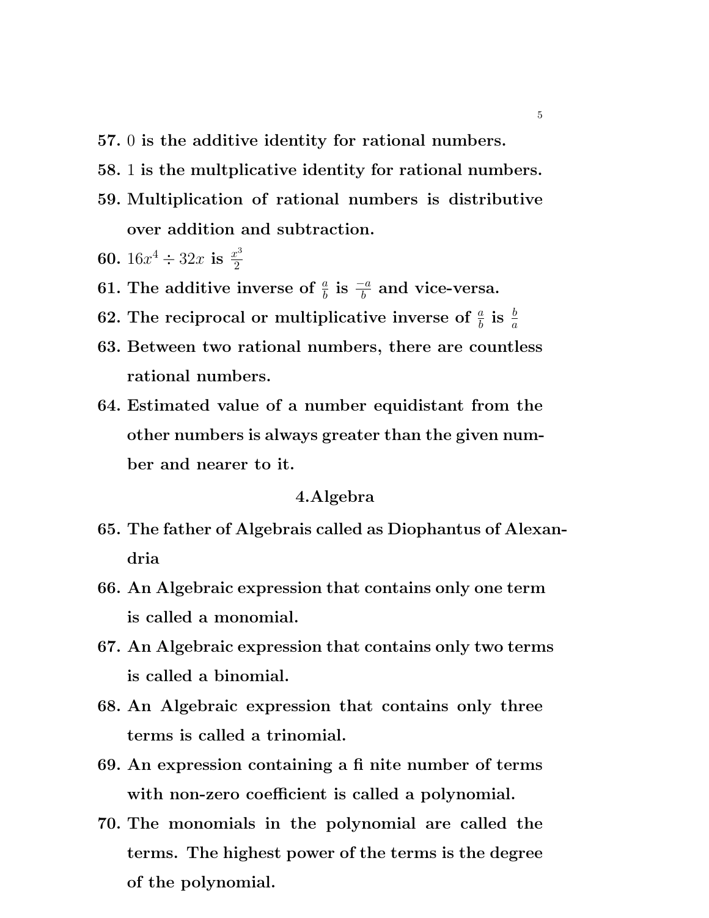**57.** $0$ **is the additive identity for rational numbers.**

**58.** $1$ **is the multplicative identity for rational numbers.**

**59. Multiplication of rational numbers is distributive over addition and subtraction.**

**60.** $16x^4 \div 32x$ **is** $\frac{x^3}{2}$

**61. The additive inverse of** $\frac{a}{b}$ **is** $\frac{-a}{b}$ **and vice-versa.**

**62. The reciprocal or multiplicative inverse of** $\frac{a}{b}$ **is** $\frac{b}{a}$

**63. Between two rational numbers, there are countless rational numbers.**

**64. Estimated value of a number equidistant from the other numbers is always greater than the given number and nearer to it.**

## 4.Algebra

**65. The father of Algebrais called as Diophantus of Alexandria**

**66. An Algebraic expression that contains only one term is called a monomial.**

**67. An Algebraic expression that contains only two terms is called a binomial.**

**68. An Algebraic expression that contains only three terms is called a trinomial.**

**69. An expression containing a fi nite number of terms with non-zero coefficient is called a polynomial.**

**70. The monomials in the polynomial are called the terms. The highest power of the terms is the degree of the polynomial.**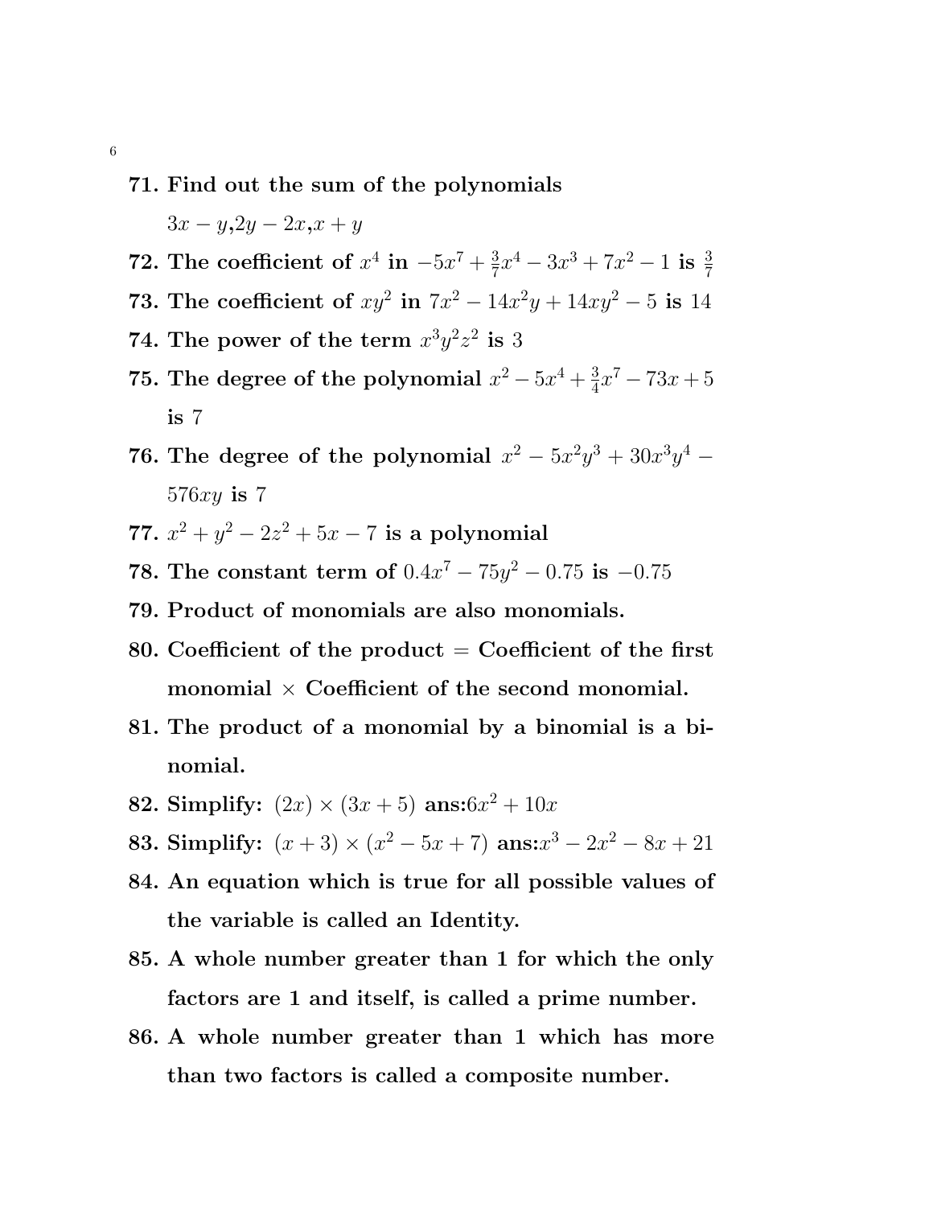**71. Find out the sum of the polynomials**

$3x - y$,$2y - 2x$,$x + y$

**72. The coefficient of** $x^4$ **in** $-5x^7 + \frac{3}{7}x^4 - 3x^3 + 7x^2 - 1$ **is** $\frac{3}{7}$

**73. The coefficient of** $xy^2$ **in** $7x^2 - 14x^2y + 14xy^2 - 5$ **is** $14$

**74. The power of the term** $x^3y^2z^2$ **is** $3$

**75. The degree of the polynomial** $x^2 - 5x^4 + \frac{3}{4}x^7 - 73x + 5$ **is** $7$

**76. The degree of the polynomial** $x^2 - 5x^2y^3 + 30x^3y^4 - 576xy$ **is** $7$

**77.** $x^2 + y^2 - 2z^2 + 5x - 7$ **is a polynomial**

**78. The constant term of** $0.4x^7 - 75y^2 - 0.75$ **is** $-0.75$

**79. Product of monomials are also monomials.**

**80. Coefficient of the product = Coefficient of the first monomial × Coefficient of the second monomial.**

**81. The product of a monomial by a binomial is a binomial.**

**82. Simplify:** $(2x) \times (3x + 5)$ **ans:**$6x^2 + 10x$

**83. Simplify:** $(x + 3) \times (x^2 - 5x + 7)$ **ans:**$x^3 - 2x^2 - 8x + 21$

**84. An equation which is true for all possible values of the variable is called an Identity.**

**85. A whole number greater than 1 for which the only factors are 1 and itself, is called a prime number.**

**86. A whole number greater than 1 which has more than two factors is called a composite number.**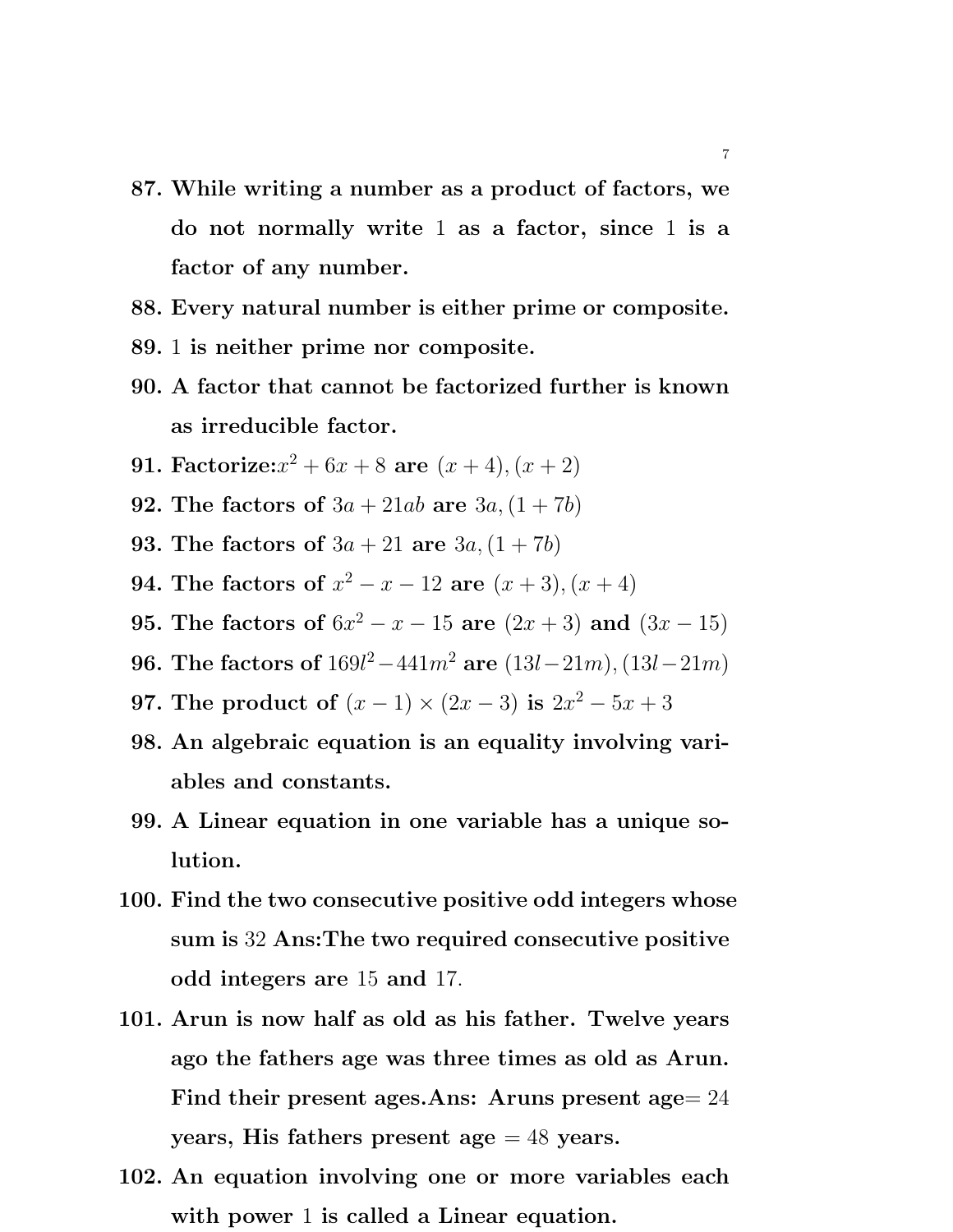87. **While writing a number as a product of factors, we do not normally write** $1$ **as a factor, since** $1$ **is a factor of any number.**
88. **Every natural number is either prime or composite.**
89. $1$ **is neither prime nor composite.**
90. **A factor that cannot be factorized further is known as irreducible factor.**
91. **Factorize:**$x^2 + 6x + 8$ **are** $(x + 4), (x + 2)$
92. **The factors of** $3a + 21ab$ **are** $3a, (1 + 7b)$
93. **The factors of** $3a + 21$ **are** $3a, (1 + 7b)$
94. **The factors of** $x^2 - x - 12$ **are** $(x + 3), (x + 4)$
95. **The factors of** $6x^2 - x - 15$ **are** $(2x + 3)$ **and** $(3x - 15)$
96. **The factors of** $169l^2 - 441m^2$ **are** $(13l - 21m), (13l - 21m)$
97. **The product of** $(x - 1) \times (2x - 3)$ **is** $2x^2 - 5x + 3$
98. **An algebraic equation is an equality involving variables and constants.**
99. **A Linear equation in one variable has a unique solution.**
100. **Find the two consecutive positive odd integers whose sum is** $32$ **Ans:The two required consecutive positive odd integers are** $15$ **and** $17$.
101. **Arun is now half as old as his father. Twelve years ago the fathers age was three times as old as Arun. Find their present ages.Ans: Aruns present age**$= 24$ **years, His fathers present age** $= 48$ **years.**
102. **An equation involving one or more variables each with power** $1$ **is called a Linear equation.**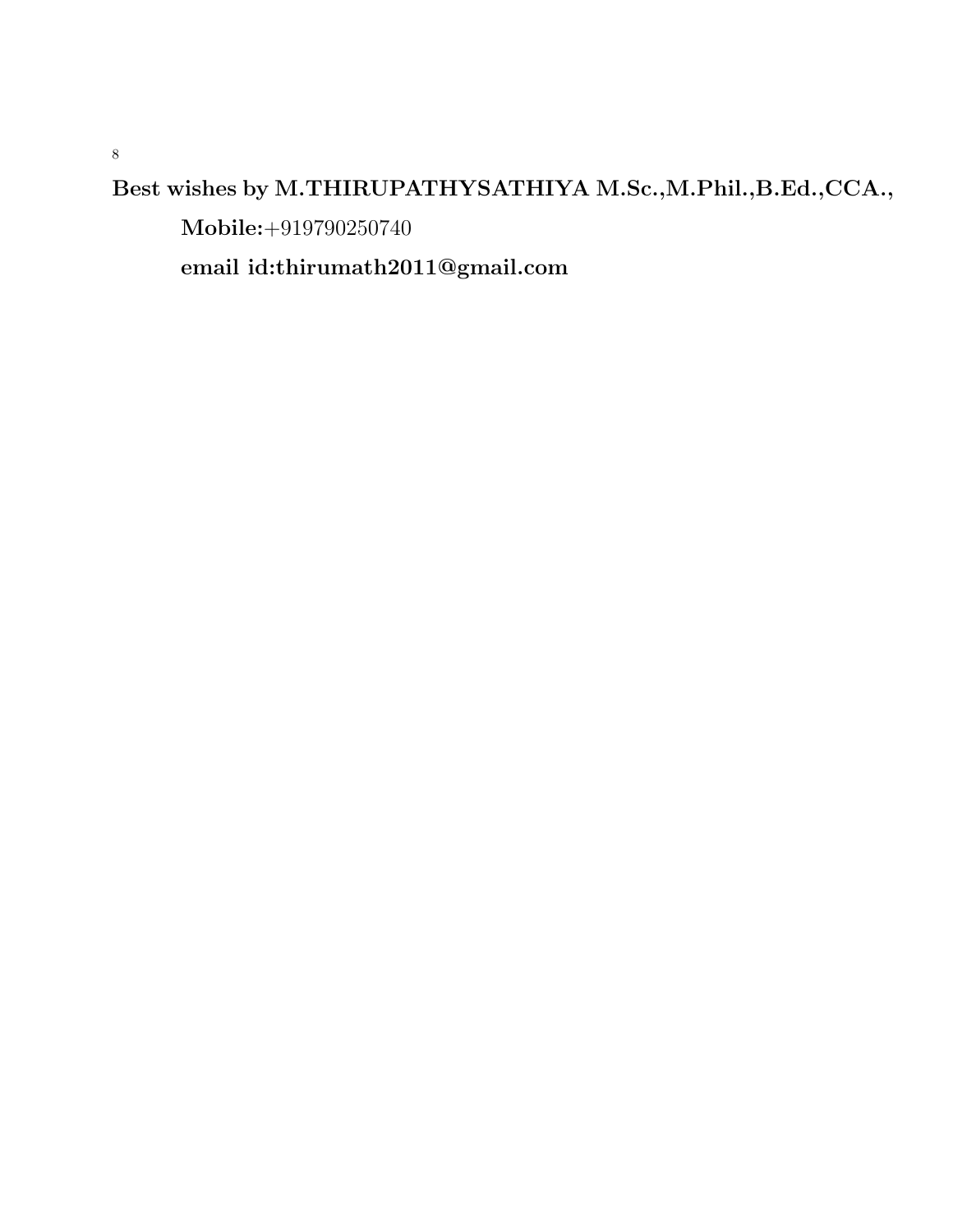**Best wishes by M.THIRUPATHYSATHIYA M.Sc.,M.Phil.,B.Ed.,CCA.,**

**Mobile:**+919790250740

**email id:thirumath2011@gmail.com**